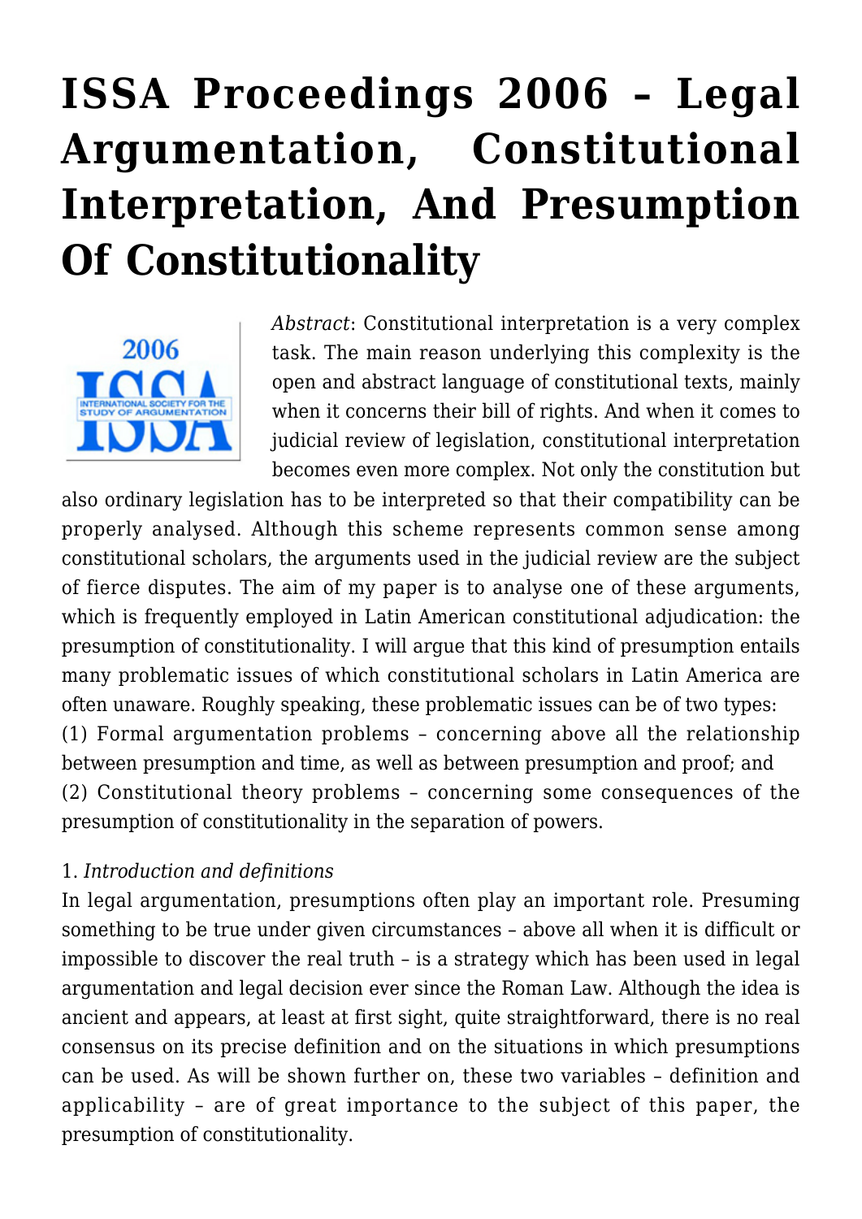# ISSA Proceedings 2006 – Legal Argumentation, Constitutional Interpretation, And Presumption Of Constitutionality

*Abstract*: Constitutional interpretation is a very complex task. The main reason underlying this complexity is the open and abstract language of constitutional texts, mainly when it concerns their bill of rights. And when it comes to judicial review of legislation, constitutional interpretation becomes even more complex. Not only the constitution but also ordinary legislation has to be interpreted so that their compatibility can be properly analysed. Although this scheme represents common sense among constitutional scholars, the arguments used in the judicial review are the subject of fierce disputes. The aim of my paper is to analyse one of these arguments, which is frequently employed in Latin American constitutional adjudication: the presumption of constitutionality. I will argue that this kind of presumption entails many problematic issues of which constitutional scholars in Latin America are often unaware. Roughly speaking, these problematic issues can be of two types:
(1) Formal argumentation problems – concerning above all the relationship between presumption and time, as well as between presumption and proof; and
(2) Constitutional theory problems – concerning some consequences of the presumption of constitutionality in the separation of powers.

1. *Introduction and definitions*

In legal argumentation, presumptions often play an important role. Presuming something to be true under given circumstances – above all when it is difficult or impossible to discover the real truth – is a strategy which has been used in legal argumentation and legal decision ever since the Roman Law. Although the idea is ancient and appears, at least at first sight, quite straightforward, there is no real consensus on its precise definition and on the situations in which presumptions can be used. As will be shown further on, these two variables – definition and applicability – are of great importance to the subject of this paper, the presumption of constitutionality.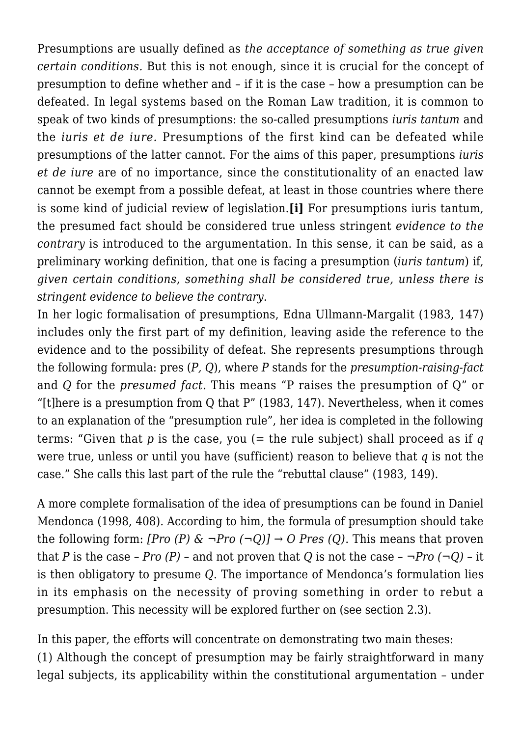Presumptions are usually defined as *the acceptance of something as true given certain conditions.* But this is not enough, since it is crucial for the concept of presumption to define whether and – if it is the case – how a presumption can be defeated. In legal systems based on the Roman Law tradition, it is common to speak of two kinds of presumptions: the so-called presumptions *iuris tantum* and the *iuris et de iure.* Presumptions of the first kind can be defeated while presumptions of the latter cannot. For the aims of this paper, presumptions *iuris et de iure* are of no importance, since the constitutionality of an enacted law cannot be exempt from a possible defeat, at least in those countries where there is some kind of judicial review of legislation.**[i]** For presumptions iuris tantum, the presumed fact should be considered true unless stringent *evidence to the contrary* is introduced to the argumentation. In this sense, it can be said, as a preliminary working definition, that one is facing a presumption (*iuris tantum*) if, *given certain conditions, something shall be considered true, unless there is stringent evidence to believe the contrary*.

In her logic formalisation of presumptions, Edna Ullmann-Margalit (1983, 147) includes only the first part of my definition, leaving aside the reference to the evidence and to the possibility of defeat. She represents presumptions through the following formula: pres (*P, Q*), where *P* stands for the *presumption-raising-fact* and *Q* for the *presumed fact*. This means "P raises the presumption of Q" or "[t]here is a presumption from Q that P" (1983, 147). Nevertheless, when it comes to an explanation of the "presumption rule", her idea is completed in the following terms: "Given that *p* is the case, you (= the rule subject) shall proceed as if *q* were true, unless or until you have (sufficient) reason to believe that *q* is not the case." She calls this last part of the rule the "rebuttal clause" (1983, 149).

A more complete formalisation of the idea of presumptions can be found in Daniel Mendonca (1998, 408). According to him, the formula of presumption should take the following form: $[Pro\ (P)\ \&\ \neg Pro\ (\neg Q)] \rightarrow O\ Pres\ (Q)$. This means that proven that *P* is the case – $Pro\ (P)$ – and not proven that *Q* is not the case – $\neg Pro\ (\neg Q)$ – it is then obligatory to presume *Q*. The importance of Mendonca's formulation lies in its emphasis on the necessity of proving something in order to rebut a presumption. This necessity will be explored further on (see section 2.3).

In this paper, the efforts will concentrate on demonstrating two main theses:
(1) Although the concept of presumption may be fairly straightforward in many legal subjects, its applicability within the constitutional argumentation – under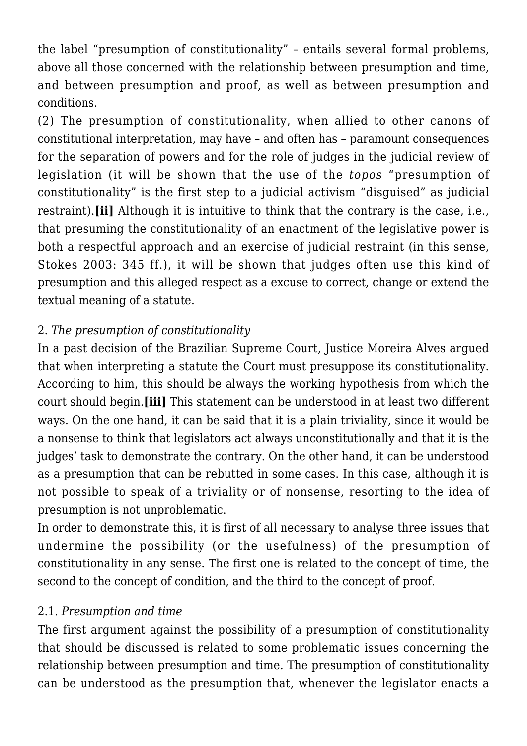the label "presumption of constitutionality" – entails several formal problems, above all those concerned with the relationship between presumption and time, and between presumption and proof, as well as between presumption and conditions.

(2) The presumption of constitutionality, when allied to other canons of constitutional interpretation, may have – and often has – paramount consequences for the separation of powers and for the role of judges in the judicial review of legislation (it will be shown that the use of the *topos* "presumption of constitutionality" is the first step to a judicial activism "disguised" as judicial restraint).**[ii]** Although it is intuitive to think that the contrary is the case, i.e., that presuming the constitutionality of an enactment of the legislative power is both a respectful approach and an exercise of judicial restraint (in this sense, Stokes 2003: 345 ff.), it will be shown that judges often use this kind of presumption and this alleged respect as a excuse to correct, change or extend the textual meaning of a statute.

## 2. *The presumption of constitutionality*

In a past decision of the Brazilian Supreme Court, Justice Moreira Alves argued that when interpreting a statute the Court must presuppose its constitutionality. According to him, this should be always the working hypothesis from which the court should begin.**[iii]** This statement can be understood in at least two different ways. On the one hand, it can be said that it is a plain triviality, since it would be a nonsense to think that legislators act always unconstitutionally and that it is the judges' task to demonstrate the contrary. On the other hand, it can be understood as a presumption that can be rebutted in some cases. In this case, although it is not possible to speak of a triviality or of nonsense, resorting to the idea of presumption is not unproblematic.

In order to demonstrate this, it is first of all necessary to analyse three issues that undermine the possibility (or the usefulness) of the presumption of constitutionality in any sense. The first one is related to the concept of time, the second to the concept of condition, and the third to the concept of proof.

### 2.1. *Presumption and time*

The first argument against the possibility of a presumption of constitutionality that should be discussed is related to some problematic issues concerning the relationship between presumption and time. The presumption of constitutionality can be understood as the presumption that, whenever the legislator enacts a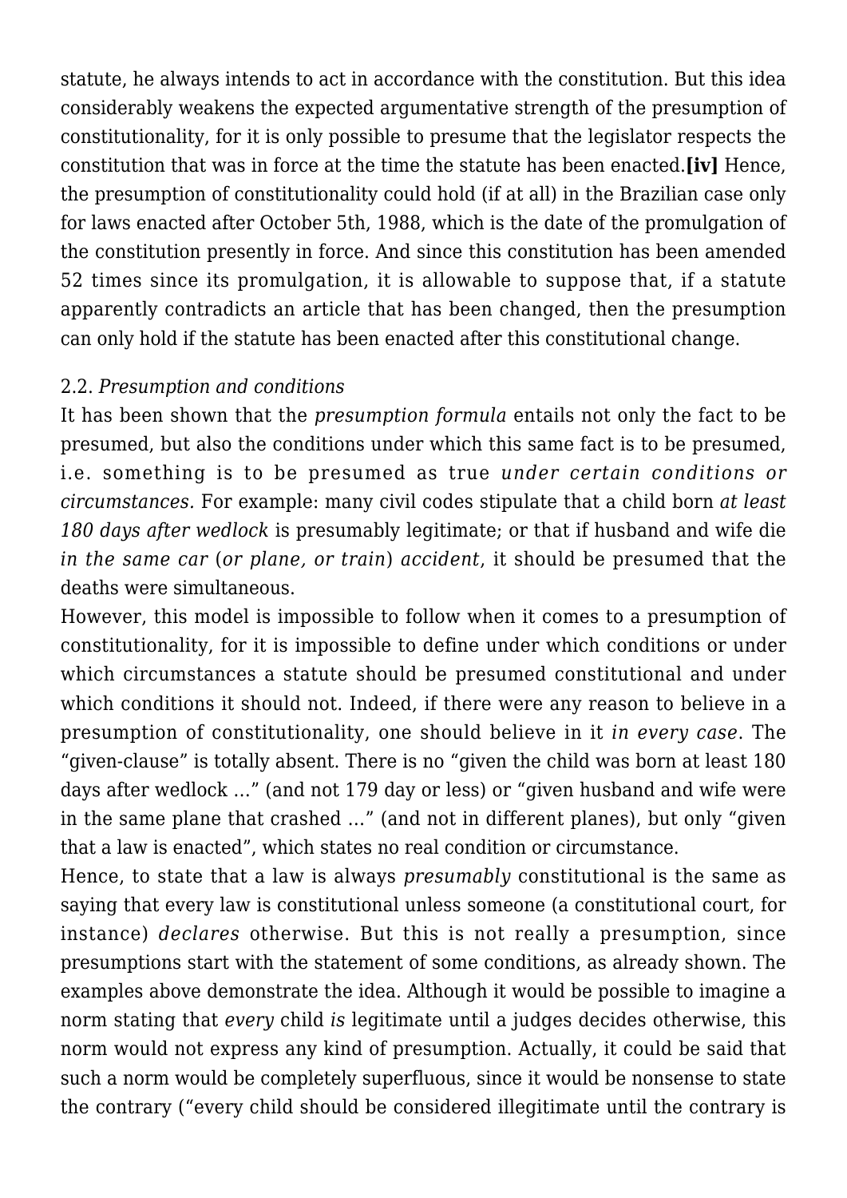statute, he always intends to act in accordance with the constitution. But this idea considerably weakens the expected argumentative strength of the presumption of constitutionality, for it is only possible to presume that the legislator respects the constitution that was in force at the time the statute has been enacted.**[iv]** Hence, the presumption of constitutionality could hold (if at all) in the Brazilian case only for laws enacted after October 5th, 1988, which is the date of the promulgation of the constitution presently in force. And since this constitution has been amended 52 times since its promulgation, it is allowable to suppose that, if a statute apparently contradicts an article that has been changed, then the presumption can only hold if the statute has been enacted after this constitutional change.

2.2. *Presumption and conditions*

It has been shown that the *presumption formula* entails not only the fact to be presumed, but also the conditions under which this same fact is to be presumed, i.e. something is to be presumed as true *under certain conditions or circumstances.* For example: many civil codes stipulate that a child born *at least 180 days after wedlock* is presumably legitimate; or that if husband and wife die *in the same car* (*or plane, or train*) *accident*, it should be presumed that the deaths were simultaneous.

However, this model is impossible to follow when it comes to a presumption of constitutionality, for it is impossible to define under which conditions or under which circumstances a statute should be presumed constitutional and under which conditions it should not. Indeed, if there were any reason to believe in a presumption of constitutionality, one should believe in it *in every case*. The "given-clause" is totally absent. There is no "given the child was born at least 180 days after wedlock …" (and not 179 day or less) or "given husband and wife were in the same plane that crashed …" (and not in different planes), but only "given that a law is enacted", which states no real condition or circumstance.

Hence, to state that a law is always *presumably* constitutional is the same as saying that every law is constitutional unless someone (a constitutional court, for instance) *declares* otherwise. But this is not really a presumption, since presumptions start with the statement of some conditions, as already shown. The examples above demonstrate the idea. Although it would be possible to imagine a norm stating that *every* child *is* legitimate until a judges decides otherwise, this norm would not express any kind of presumption. Actually, it could be said that such a norm would be completely superfluous, since it would be nonsense to state the contrary ("every child should be considered illegitimate until the contrary is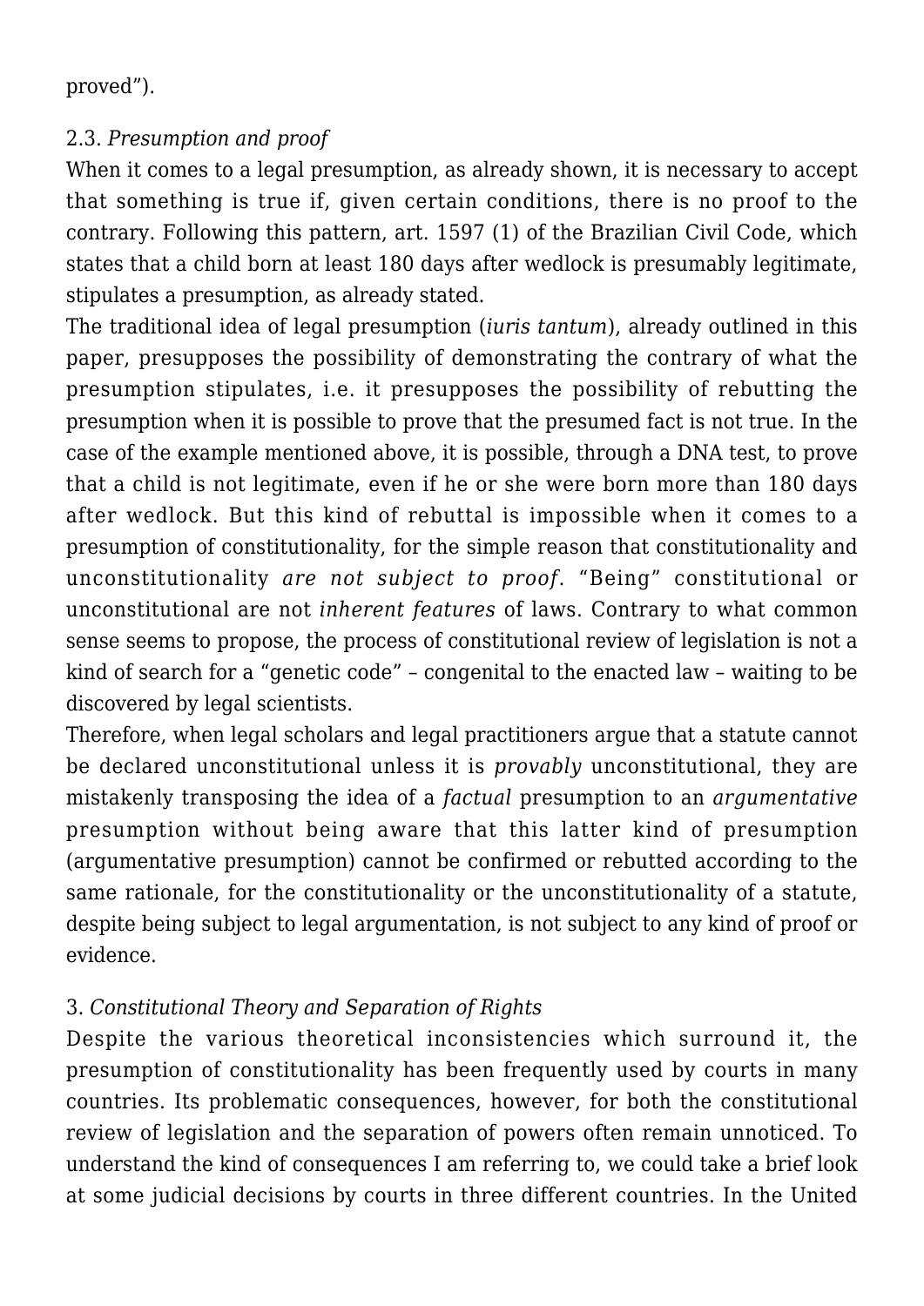proved").

### 2.3. *Presumption and proof*

When it comes to a legal presumption, as already shown, it is necessary to accept that something is true if, given certain conditions, there is no proof to the contrary. Following this pattern, art. 1597 (1) of the Brazilian Civil Code, which states that a child born at least 180 days after wedlock is presumably legitimate, stipulates a presumption, as already stated.

The traditional idea of legal presumption (*iuris tantum*), already outlined in this paper, presupposes the possibility of demonstrating the contrary of what the presumption stipulates, i.e. it presupposes the possibility of rebutting the presumption when it is possible to prove that the presumed fact is not true. In the case of the example mentioned above, it is possible, through a DNA test, to prove that a child is not legitimate, even if he or she were born more than 180 days after wedlock. But this kind of rebuttal is impossible when it comes to a presumption of constitutionality, for the simple reason that constitutionality and unconstitutionality *are not subject to proof*. "Being" constitutional or unconstitutional are not *inherent features* of laws. Contrary to what common sense seems to propose, the process of constitutional review of legislation is not a kind of search for a "genetic code" – congenital to the enacted law – waiting to be discovered by legal scientists.

Therefore, when legal scholars and legal practitioners argue that a statute cannot be declared unconstitutional unless it is *provably* unconstitutional, they are mistakenly transposing the idea of a *factual* presumption to an *argumentative* presumption without being aware that this latter kind of presumption (argumentative presumption) cannot be confirmed or rebutted according to the same rationale, for the constitutionality or the unconstitutionality of a statute, despite being subject to legal argumentation, is not subject to any kind of proof or evidence.

## 3. *Constitutional Theory and Separation of Rights*

Despite the various theoretical inconsistencies which surround it, the presumption of constitutionality has been frequently used by courts in many countries. Its problematic consequences, however, for both the constitutional review of legislation and the separation of powers often remain unnoticed. To understand the kind of consequences I am referring to, we could take a brief look at some judicial decisions by courts in three different countries. In the United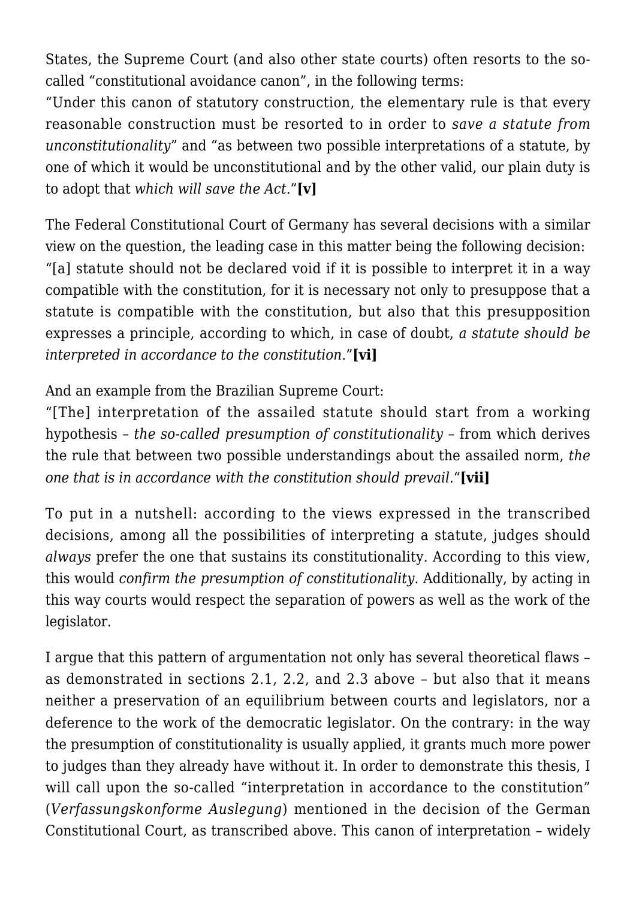States, the Supreme Court (and also other state courts) often resorts to the so-called "constitutional avoidance canon", in the following terms:

"Under this canon of statutory construction, the elementary rule is that every reasonable construction must be resorted to in order to *save a statute from unconstitutionality*" and "as between two possible interpretations of a statute, by one of which it would be unconstitutional and by the other valid, our plain duty is to adopt that *which will save the Act*."**[v]**

The Federal Constitutional Court of Germany has several decisions with a similar view on the question, the leading case in this matter being the following decision:

"[a] statute should not be declared void if it is possible to interpret it in a way compatible with the constitution, for it is necessary not only to presuppose that a statute is compatible with the constitution, but also that this presupposition expresses a principle, according to which, in case of doubt, *a statute should be interpreted in accordance to the constitution*."**[vi]**

And an example from the Brazilian Supreme Court:

"[The] interpretation of the assailed statute should start from a working hypothesis – *the so-called presumption of constitutionality* – from which derives the rule that between two possible understandings about the assailed norm, *the one that is in accordance with the constitution should prevail.*"**[vii]**

To put in a nutshell: according to the views expressed in the transcribed decisions, among all the possibilities of interpreting a statute, judges should *always* prefer the one that sustains its constitutionality. According to this view, this would *confirm the presumption of constitutionality*. Additionally, by acting in this way courts would respect the separation of powers as well as the work of the legislator.

I argue that this pattern of argumentation not only has several theoretical flaws – as demonstrated in sections 2.1, 2.2, and 2.3 above – but also that it means neither a preservation of an equilibrium between courts and legislators, nor a deference to the work of the democratic legislator. On the contrary: in the way the presumption of constitutionality is usually applied, it grants much more power to judges than they already have without it. In order to demonstrate this thesis, I will call upon the so-called "interpretation in accordance to the constitution" (*Verfassungskonforme Auslegung*) mentioned in the decision of the German Constitutional Court, as transcribed above. This canon of interpretation – widely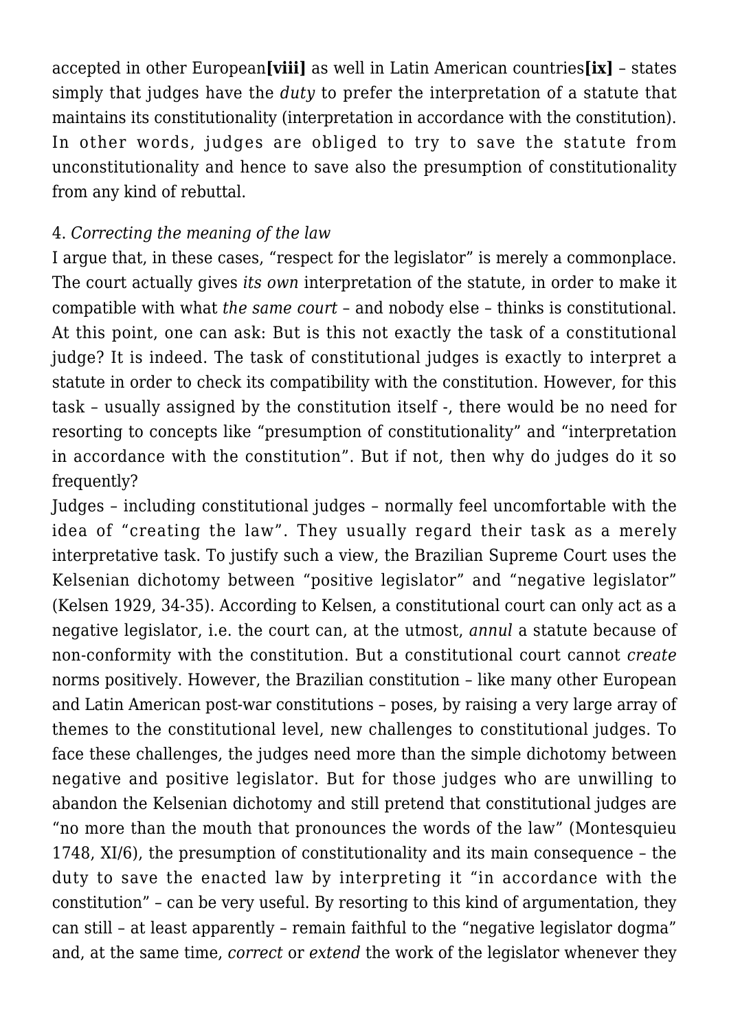accepted in other European**[viii]** as well in Latin American countries**[ix]** – states simply that judges have the *duty* to prefer the interpretation of a statute that maintains its constitutionality (interpretation in accordance with the constitution). In other words, judges are obliged to try to save the statute from unconstitutionality and hence to save also the presumption of constitutionality from any kind of rebuttal.

4. *Correcting the meaning of the law*

I argue that, in these cases, "respect for the legislator" is merely a commonplace. The court actually gives *its own* interpretation of the statute, in order to make it compatible with what *the same court* – and nobody else – thinks is constitutional. At this point, one can ask: But is this not exactly the task of a constitutional judge? It is indeed. The task of constitutional judges is exactly to interpret a statute in order to check its compatibility with the constitution. However, for this task – usually assigned by the constitution itself -, there would be no need for resorting to concepts like "presumption of constitutionality" and "interpretation in accordance with the constitution". But if not, then why do judges do it so frequently?

Judges – including constitutional judges – normally feel uncomfortable with the idea of "creating the law". They usually regard their task as a merely interpretative task. To justify such a view, the Brazilian Supreme Court uses the Kelsenian dichotomy between "positive legislator" and "negative legislator" (Kelsen 1929, 34-35). According to Kelsen, a constitutional court can only act as a negative legislator, i.e. the court can, at the utmost, *annul* a statute because of non-conformity with the constitution. But a constitutional court cannot *create* norms positively. However, the Brazilian constitution – like many other European and Latin American post-war constitutions – poses, by raising a very large array of themes to the constitutional level, new challenges to constitutional judges. To face these challenges, the judges need more than the simple dichotomy between negative and positive legislator. But for those judges who are unwilling to abandon the Kelsenian dichotomy and still pretend that constitutional judges are "no more than the mouth that pronounces the words of the law" (Montesquieu 1748, XI/6), the presumption of constitutionality and its main consequence – the duty to save the enacted law by interpreting it "in accordance with the constitution" – can be very useful. By resorting to this kind of argumentation, they can still – at least apparently – remain faithful to the "negative legislator dogma" and, at the same time, *correct* or *extend* the work of the legislator whenever they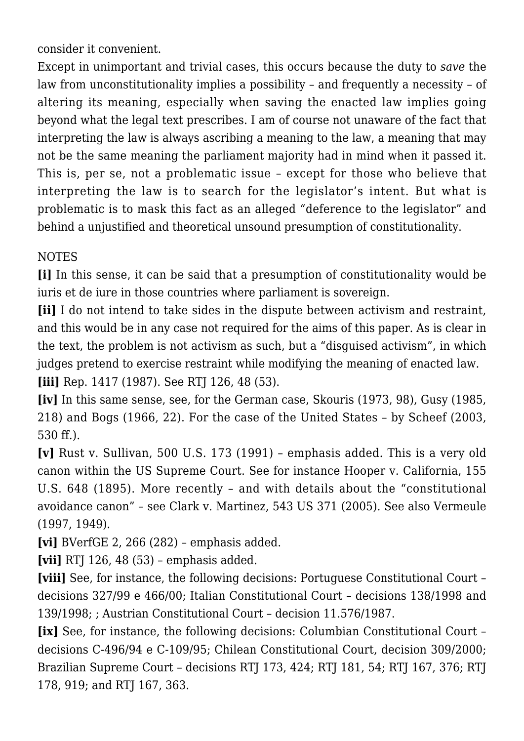consider it convenient.

Except in unimportant and trivial cases, this occurs because the duty to *save* the law from unconstitutionality implies a possibility – and frequently a necessity – of altering its meaning, especially when saving the enacted law implies going beyond what the legal text prescribes. I am of course not unaware of the fact that interpreting the law is always ascribing a meaning to the law, a meaning that may not be the same meaning the parliament majority had in mind when it passed it. This is, per se, not a problematic issue – except for those who believe that interpreting the law is to search for the legislator's intent. But what is problematic is to mask this fact as an alleged "deference to the legislator" and behind a unjustified and theoretical unsound presumption of constitutionality.

NOTES

**[i]** In this sense, it can be said that a presumption of constitutionality would be iuris et de iure in those countries where parliament is sovereign.

**[ii]** I do not intend to take sides in the dispute between activism and restraint, and this would be in any case not required for the aims of this paper. As is clear in the text, the problem is not activism as such, but a "disguised activism", in which judges pretend to exercise restraint while modifying the meaning of enacted law.

**[iii]** Rep. 1417 (1987). See RTJ 126, 48 (53).

**[iv]** In this same sense, see, for the German case, Skouris (1973, 98), Gusy (1985, 218) and Bogs (1966, 22). For the case of the United States – by Scheef (2003, 530 ff.).

**[v]** Rust v. Sullivan, 500 U.S. 173 (1991) – emphasis added. This is a very old canon within the US Supreme Court. See for instance Hooper v. California, 155 U.S. 648 (1895). More recently – and with details about the "constitutional avoidance canon" – see Clark v. Martinez, 543 US 371 (2005). See also Vermeule (1997, 1949).

**[vi]** BVerfGE 2, 266 (282) – emphasis added.

**[vii]** RTJ 126, 48 (53) – emphasis added.

**[viii]** See, for instance, the following decisions: Portuguese Constitutional Court – decisions 327/99 e 466/00; Italian Constitutional Court – decisions 138/1998 and 139/1998; ; Austrian Constitutional Court – decision 11.576/1987.

**[ix]** See, for instance, the following decisions: Columbian Constitutional Court – decisions C-496/94 e C-109/95; Chilean Constitutional Court, decision 309/2000; Brazilian Supreme Court – decisions RTJ 173, 424; RTJ 181, 54; RTJ 167, 376; RTJ 178, 919; and RTJ 167, 363.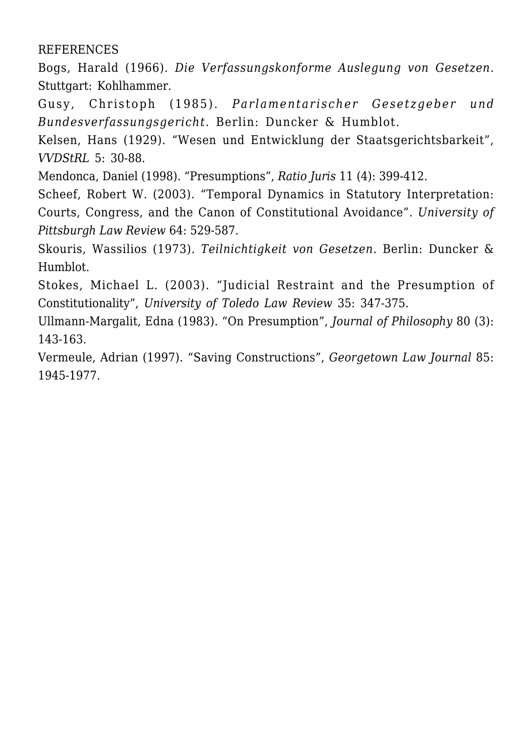## REFERENCES

Bogs, Harald (1966). *Die Verfassungskonforme Auslegung von Gesetzen*. Stuttgart: Kohlhammer.

Gusy, Christoph (1985). *Parlamentarischer Gesetzgeber und Bundesverfassungsgericht*. Berlin: Duncker & Humblot.

Kelsen, Hans (1929). "Wesen und Entwicklung der Staatsgerichtsbarkeit", *VVDStRL* 5: 30-88.

Mendonca, Daniel (1998). "Presumptions", *Ratio Juris* 11 (4): 399-412.

Scheef, Robert W. (2003). "Temporal Dynamics in Statutory Interpretation: Courts, Congress, and the Canon of Constitutional Avoidance". *University of Pittsburgh Law Review* 64: 529-587.

Skouris, Wassilios (1973). *Teilnichtigkeit von Gesetzen*. Berlin: Duncker & Humblot.

Stokes, Michael L. (2003). "Judicial Restraint and the Presumption of Constitutionality", *University of Toledo Law Review* 35: 347-375.

Ullmann-Margalit, Edna (1983). "On Presumption", *Journal of Philosophy* 80 (3): 143-163.

Vermeule, Adrian (1997). "Saving Constructions", *Georgetown Law Journal* 85: 1945-1977.